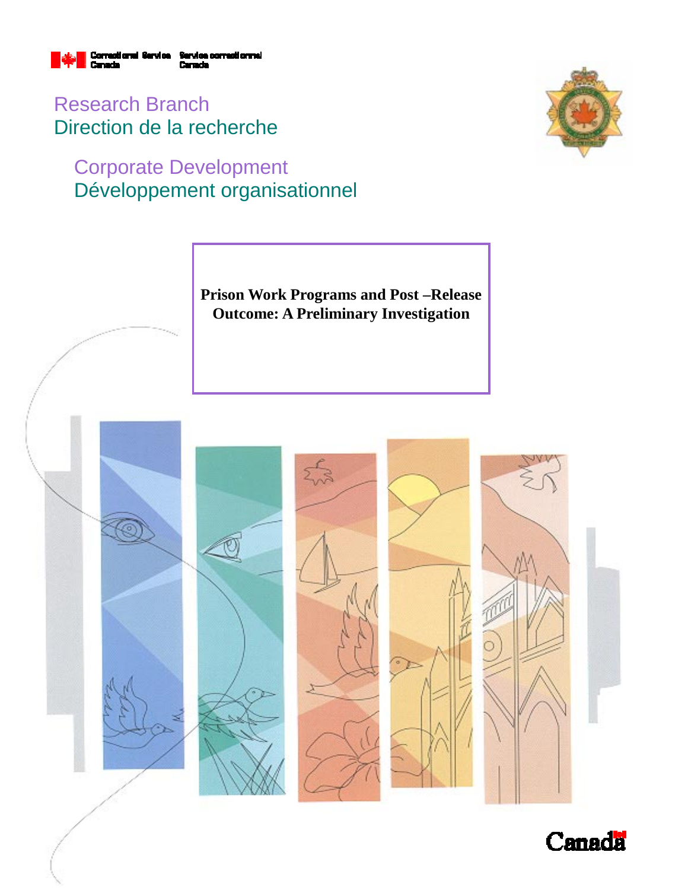Correctional Service Canada / Service correctionnel Canada

Research Branch
Direction de la recherche

Corporate Development
Développement organisationnel

# Prison Work Programs and Post –Release Outcome: A Preliminary Investigation

Canada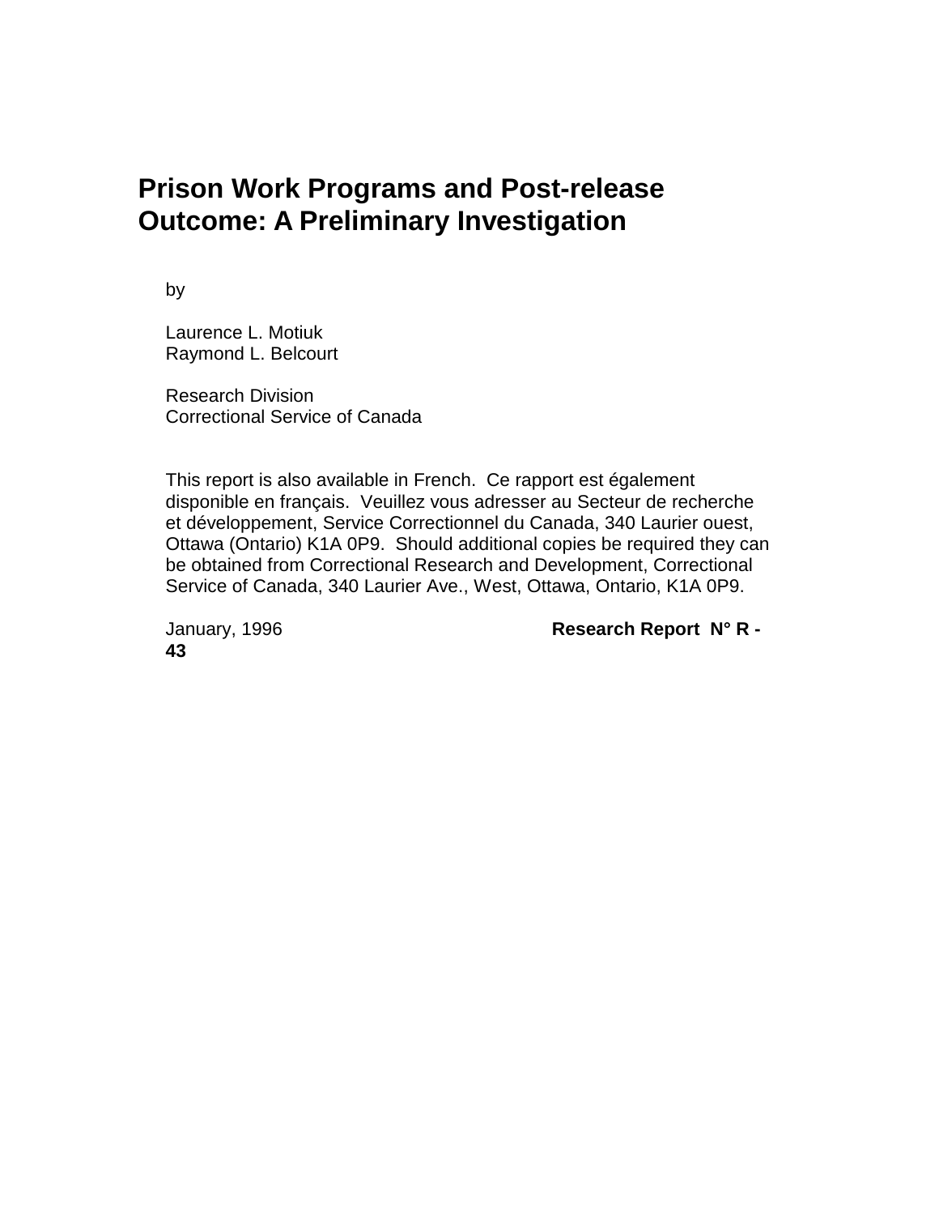# Prison Work Programs and Post-release Outcome: A Preliminary Investigation

by

Laurence L. Motiuk
Raymond L. Belcourt

Research Division
Correctional Service of Canada

This report is also available in French. Ce rapport est également disponible en français. Veuillez vous adresser au Secteur de recherche et développement, Service Correctionnel du Canada, 340 Laurier ouest, Ottawa (Ontario) K1A 0P9. Should additional copies be required they can be obtained from Correctional Research and Development, Correctional Service of Canada, 340 Laurier Ave., West, Ottawa, Ontario, K1A 0P9.

January, 1996 **Research Report N° R - 43**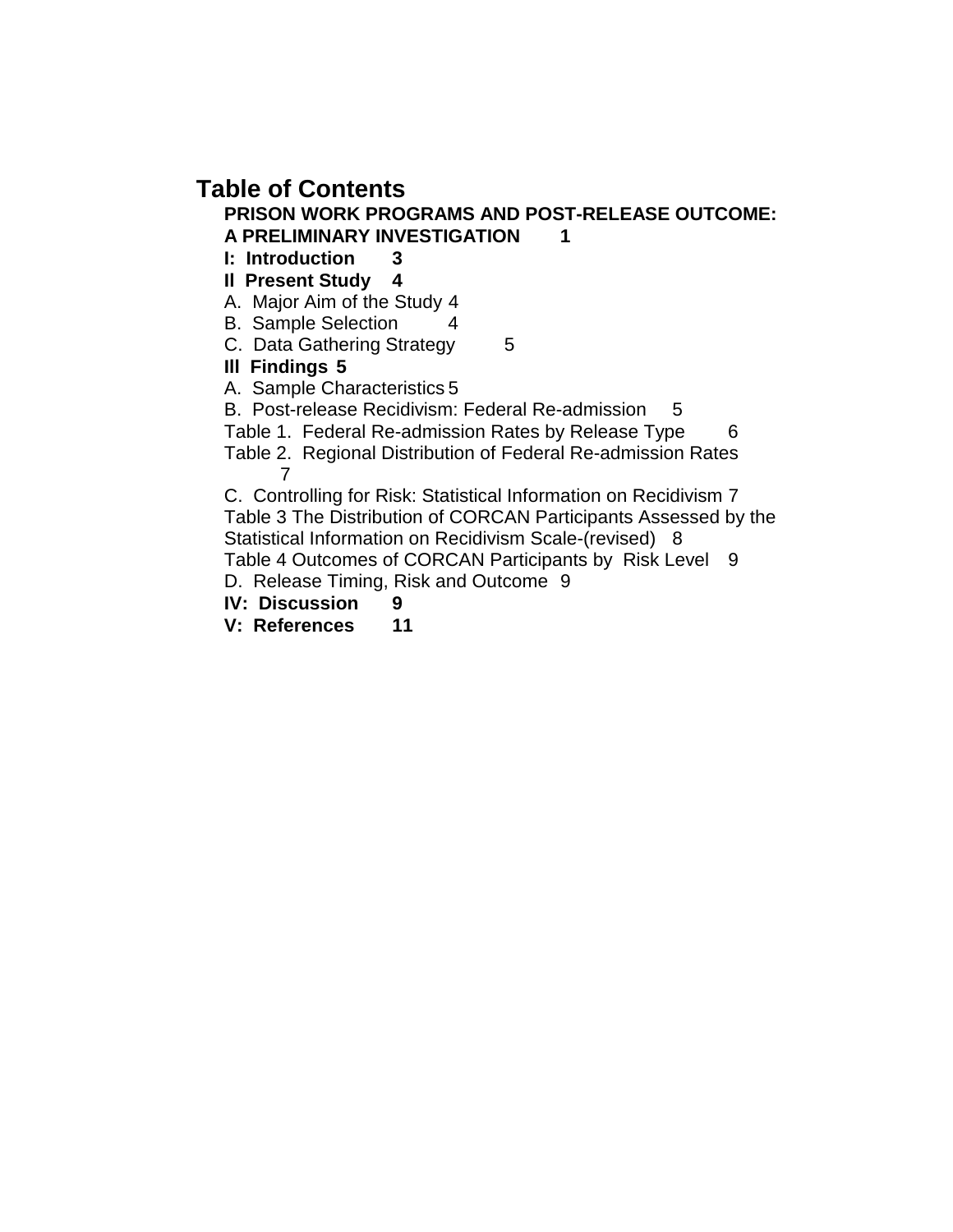# Table of Contents

**PRISON WORK PROGRAMS AND POST-RELEASE OUTCOME: A PRELIMINARY INVESTIGATION 1**

**I: Introduction 3**

**II Present Study 4**

A. Major Aim of the Study 4

B. Sample Selection 4

C. Data Gathering Strategy 5

**III Findings 5**

A. Sample Characteristics 5

B. Post-release Recidivism: Federal Re-admission 5

Table 1. Federal Re-admission Rates by Release Type 6

Table 2. Regional Distribution of Federal Re-admission Rates 7

C. Controlling for Risk: Statistical Information on Recidivism 7

Table 3 The Distribution of CORCAN Participants Assessed by the Statistical Information on Recidivism Scale-(revised) 8

Table 4 Outcomes of CORCAN Participants by Risk Level 9

D. Release Timing, Risk and Outcome 9

**IV: Discussion 9**

**V: References 11**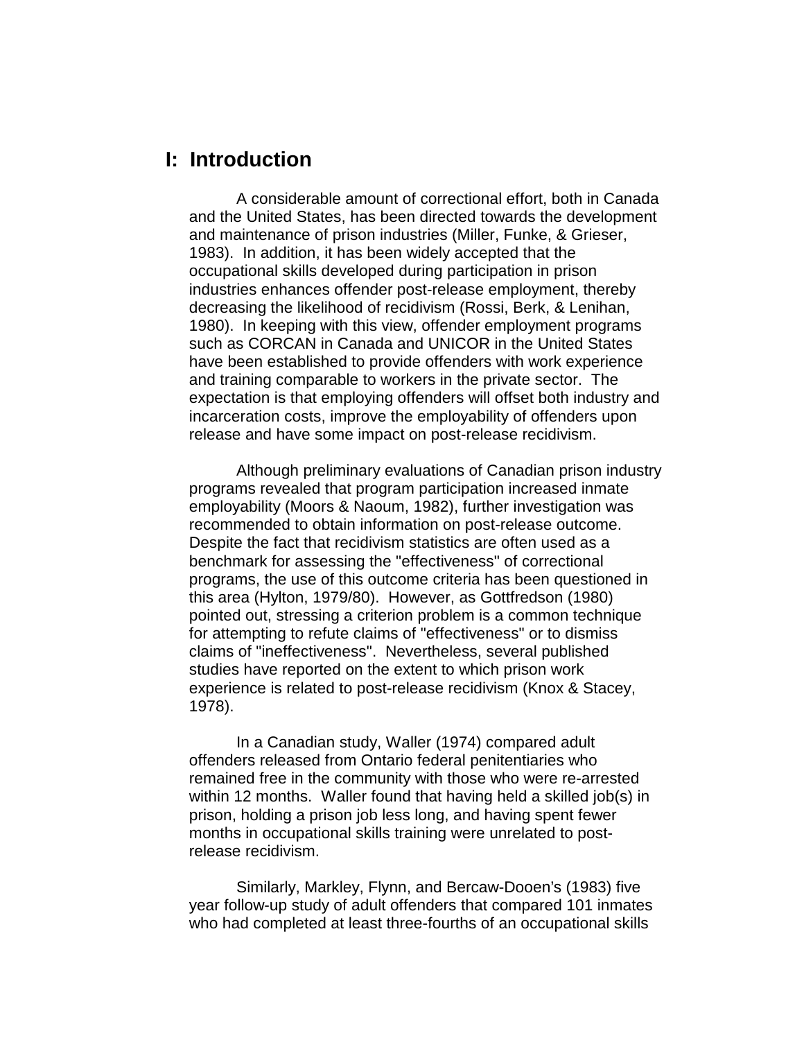# I: Introduction

A considerable amount of correctional effort, both in Canada and the United States, has been directed towards the development and maintenance of prison industries (Miller, Funke, & Grieser, 1983). In addition, it has been widely accepted that the occupational skills developed during participation in prison industries enhances offender post-release employment, thereby decreasing the likelihood of recidivism (Rossi, Berk, & Lenihan, 1980). In keeping with this view, offender employment programs such as CORCAN in Canada and UNICOR in the United States have been established to provide offenders with work experience and training comparable to workers in the private sector. The expectation is that employing offenders will offset both industry and incarceration costs, improve the employability of offenders upon release and have some impact on post-release recidivism.

Although preliminary evaluations of Canadian prison industry programs revealed that program participation increased inmate employability (Moors & Naoum, 1982), further investigation was recommended to obtain information on post-release outcome. Despite the fact that recidivism statistics are often used as a benchmark for assessing the "effectiveness" of correctional programs, the use of this outcome criteria has been questioned in this area (Hylton, 1979/80). However, as Gottfredson (1980) pointed out, stressing a criterion problem is a common technique for attempting to refute claims of "effectiveness" or to dismiss claims of "ineffectiveness". Nevertheless, several published studies have reported on the extent to which prison work experience is related to post-release recidivism (Knox & Stacey, 1978).

In a Canadian study, Waller (1974) compared adult offenders released from Ontario federal penitentiaries who remained free in the community with those who were re-arrested within 12 months. Waller found that having held a skilled job(s) in prison, holding a prison job less long, and having spent fewer months in occupational skills training were unrelated to post-release recidivism.

Similarly, Markley, Flynn, and Bercaw-Dooen's (1983) five year follow-up study of adult offenders that compared 101 inmates who had completed at least three-fourths of an occupational skills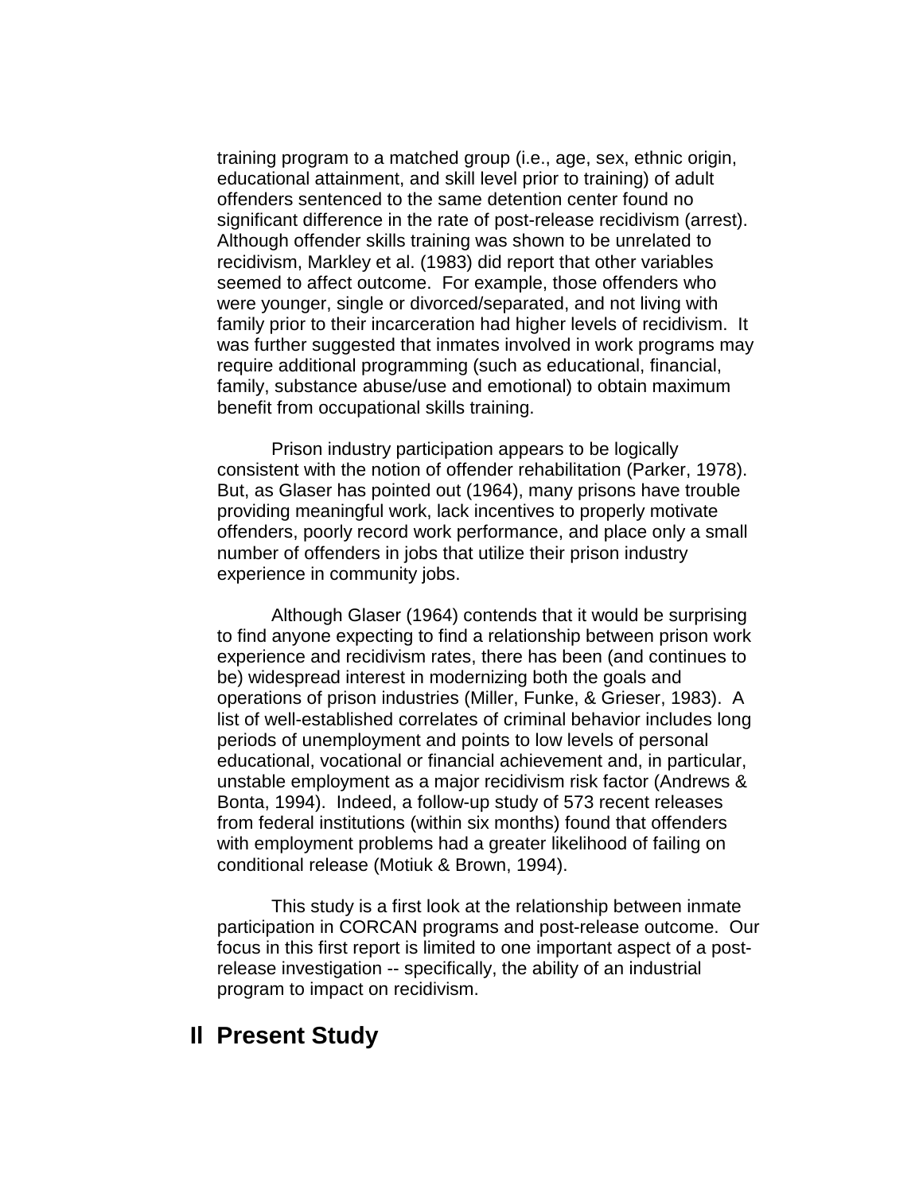training program to a matched group (i.e., age, sex, ethnic origin, educational attainment, and skill level prior to training) of adult offenders sentenced to the same detention center found no significant difference in the rate of post-release recidivism (arrest). Although offender skills training was shown to be unrelated to recidivism, Markley et al. (1983) did report that other variables seemed to affect outcome. For example, those offenders who were younger, single or divorced/separated, and not living with family prior to their incarceration had higher levels of recidivism. It was further suggested that inmates involved in work programs may require additional programming (such as educational, financial, family, substance abuse/use and emotional) to obtain maximum benefit from occupational skills training.

Prison industry participation appears to be logically consistent with the notion of offender rehabilitation (Parker, 1978). But, as Glaser has pointed out (1964), many prisons have trouble providing meaningful work, lack incentives to properly motivate offenders, poorly record work performance, and place only a small number of offenders in jobs that utilize their prison industry experience in community jobs.

Although Glaser (1964) contends that it would be surprising to find anyone expecting to find a relationship between prison work experience and recidivism rates, there has been (and continues to be) widespread interest in modernizing both the goals and operations of prison industries (Miller, Funke, & Grieser, 1983). A list of well-established correlates of criminal behavior includes long periods of unemployment and points to low levels of personal educational, vocational or financial achievement and, in particular, unstable employment as a major recidivism risk factor (Andrews & Bonta, 1994). Indeed, a follow-up study of 573 recent releases from federal institutions (within six months) found that offenders with employment problems had a greater likelihood of failing on conditional release (Motiuk & Brown, 1994).

This study is a first look at the relationship between inmate participation in CORCAN programs and post-release outcome. Our focus in this first report is limited to one important aspect of a post-release investigation -- specifically, the ability of an industrial program to impact on recidivism.

# II Present Study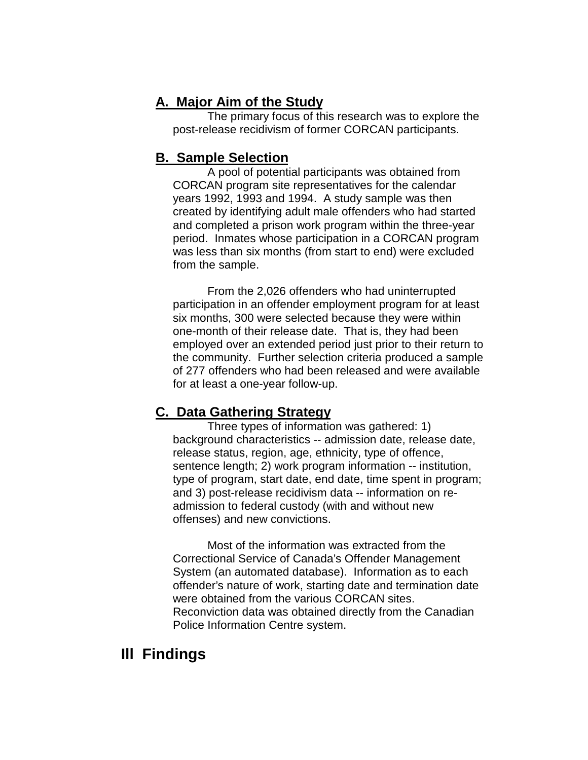### A. Major Aim of the Study

The primary focus of this research was to explore the post-release recidivism of former CORCAN participants.

### B. Sample Selection

A pool of potential participants was obtained from CORCAN program site representatives for the calendar years 1992, 1993 and 1994. A study sample was then created by identifying adult male offenders who had started and completed a prison work program within the three-year period. Inmates whose participation in a CORCAN program was less than six months (from start to end) were excluded from the sample.

From the 2,026 offenders who had uninterrupted participation in an offender employment program for at least six months, 300 were selected because they were within one-month of their release date. That is, they had been employed over an extended period just prior to their return to the community. Further selection criteria produced a sample of 277 offenders who had been released and were available for at least a one-year follow-up.

### C. Data Gathering Strategy

Three types of information was gathered: 1) background characteristics -- admission date, release date, release status, region, age, ethnicity, type of offence, sentence length; 2) work program information -- institution, type of program, start date, end date, time spent in program; and 3) post-release recidivism data -- information on re-admission to federal custody (with and without new offenses) and new convictions.

Most of the information was extracted from the Correctional Service of Canada's Offender Management System (an automated database). Information as to each offender's nature of work, starting date and termination date were obtained from the various CORCAN sites. Reconviction data was obtained directly from the Canadian Police Information Centre system.

## III Findings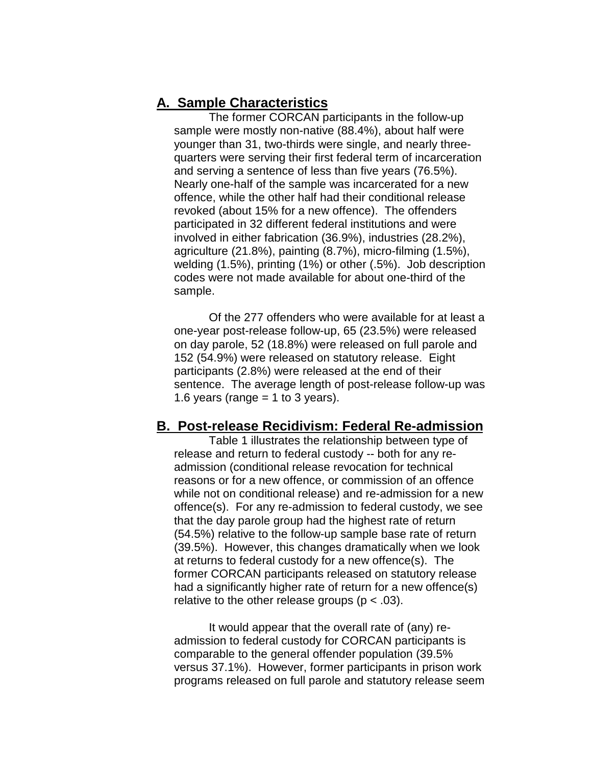## A. Sample Characteristics

The former CORCAN participants in the follow-up sample were mostly non-native (88.4%), about half were younger than 31, two-thirds were single, and nearly three-quarters were serving their first federal term of incarceration and serving a sentence of less than five years (76.5%). Nearly one-half of the sample was incarcerated for a new offence, while the other half had their conditional release revoked (about 15% for a new offence). The offenders participated in 32 different federal institutions and were involved in either fabrication (36.9%), industries (28.2%), agriculture (21.8%), painting (8.7%), micro-filming (1.5%), welding (1.5%), printing (1%) or other (.5%). Job description codes were not made available for about one-third of the sample.

Of the 277 offenders who were available for at least a one-year post-release follow-up, 65 (23.5%) were released on day parole, 52 (18.8%) were released on full parole and 152 (54.9%) were released on statutory release. Eight participants (2.8%) were released at the end of their sentence. The average length of post-release follow-up was 1.6 years (range = 1 to 3 years).

## B. Post-release Recidivism: Federal Re-admission

Table 1 illustrates the relationship between type of release and return to federal custody -- both for any re-admission (conditional release revocation for technical reasons or for a new offence, or commission of an offence while not on conditional release) and re-admission for a new offence(s). For any re-admission to federal custody, we see that the day parole group had the highest rate of return (54.5%) relative to the follow-up sample base rate of return (39.5%). However, this changes dramatically when we look at returns to federal custody for a new offence(s). The former CORCAN participants released on statutory release had a significantly higher rate of return for a new offence(s) relative to the other release groups ($p < .03$).

It would appear that the overall rate of (any) re-admission to federal custody for CORCAN participants is comparable to the general offender population (39.5% versus 37.1%). However, former participants in prison work programs released on full parole and statutory release seem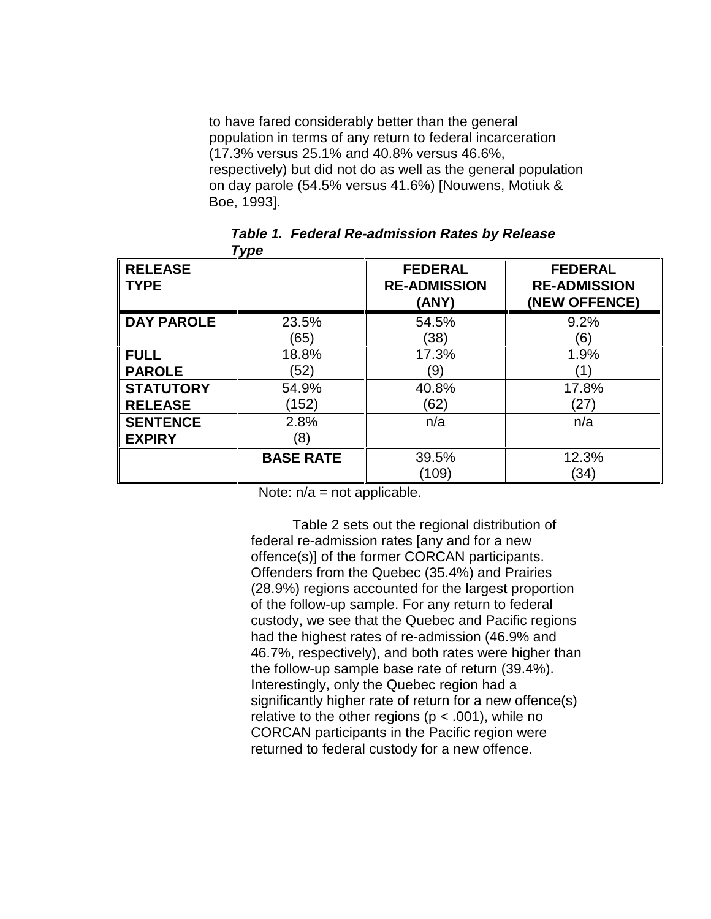to have fared considerably better than the general population in terms of any return to federal incarceration (17.3% versus 25.1% and 40.8% versus 46.6%, respectively) but did not do as well as the general population on day parole (54.5% versus 41.6%) [Nouwens, Motiuk & Boe, 1993].

***Table 1. Federal Re-admission Rates by Release Type***

| RELEASE TYPE | | FEDERAL RE-ADMISSION (ANY) | FEDERAL RE-ADMISSION (NEW OFFENCE) |
|---|---|---|---|
| **DAY PAROLE** | 23.5% (65) | 54.5% (38) | 9.2% (6) |
| **FULL PAROLE** | 18.8% (52) | 17.3% (9) | 1.9% (1) |
| **STATUTORY RELEASE** | 54.9% (152) | 40.8% (62) | 17.8% (27) |
| **SENTENCE EXPIRY** | 2.8% (8) | n/a | n/a |
| | **BASE RATE** | 39.5% (109) | 12.3% (34) |

Note: n/a = not applicable.

Table 2 sets out the regional distribution of federal re-admission rates [any and for a new offence(s)] of the former CORCAN participants. Offenders from the Quebec (35.4%) and Prairies (28.9%) regions accounted for the largest proportion of the follow-up sample. For any return to federal custody, we see that the Quebec and Pacific regions had the highest rates of re-admission (46.9% and 46.7%, respectively), and both rates were higher than the follow-up sample base rate of return (39.4%). Interestingly, only the Quebec region had a significantly higher rate of return for a new offence(s) relative to the other regions ($p < .001$), while no CORCAN participants in the Pacific region were returned to federal custody for a new offence.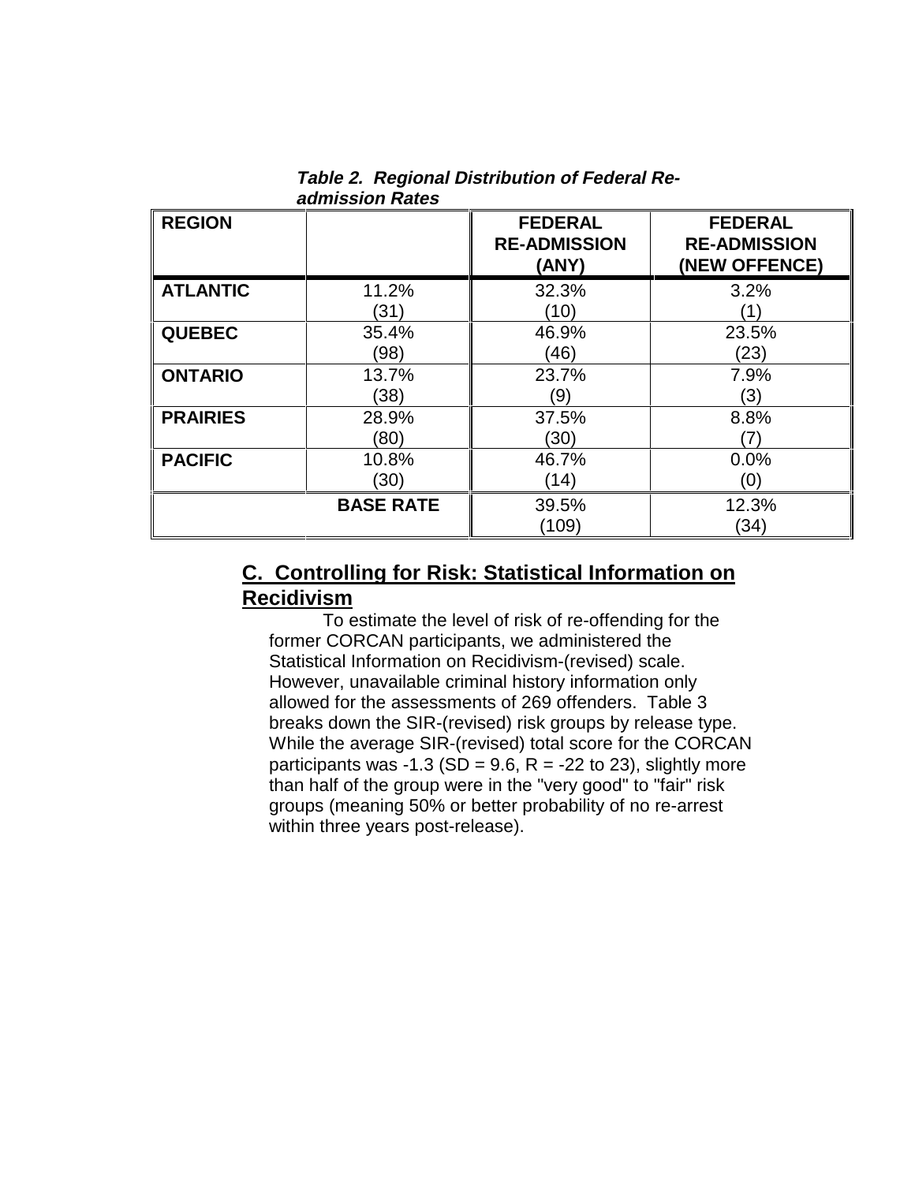***Table 2. Regional Distribution of Federal Re-admission Rates***

| REGION | | FEDERAL RE-ADMISSION (ANY) | FEDERAL RE-ADMISSION (NEW OFFENCE) |
|---|---|---|---|
| **ATLANTIC** | 11.2% (31) | 32.3% (10) | 3.2% (1) |
| **QUEBEC** | 35.4% (98) | 46.9% (46) | 23.5% (23) |
| **ONTARIO** | 13.7% (38) | 23.7% (9) | 7.9% (3) |
| **PRAIRIES** | 28.9% (80) | 37.5% (30) | 8.8% (7) |
| **PACIFIC** | 10.8% (30) | 46.7% (14) | 0.0% (0) |
| | **BASE RATE** | 39.5% (109) | 12.3% (34) |

## C. Controlling for Risk: Statistical Information on Recidivism

To estimate the level of risk of re-offending for the former CORCAN participants, we administered the Statistical Information on Recidivism-(revised) scale. However, unavailable criminal history information only allowed for the assessments of 269 offenders. Table 3 breaks down the SIR-(revised) risk groups by release type. While the average SIR-(revised) total score for the CORCAN participants was -1.3 (SD = 9.6, R = -22 to 23), slightly more than half of the group were in the "very good" to "fair" risk groups (meaning 50% or better probability of no re-arrest within three years post-release).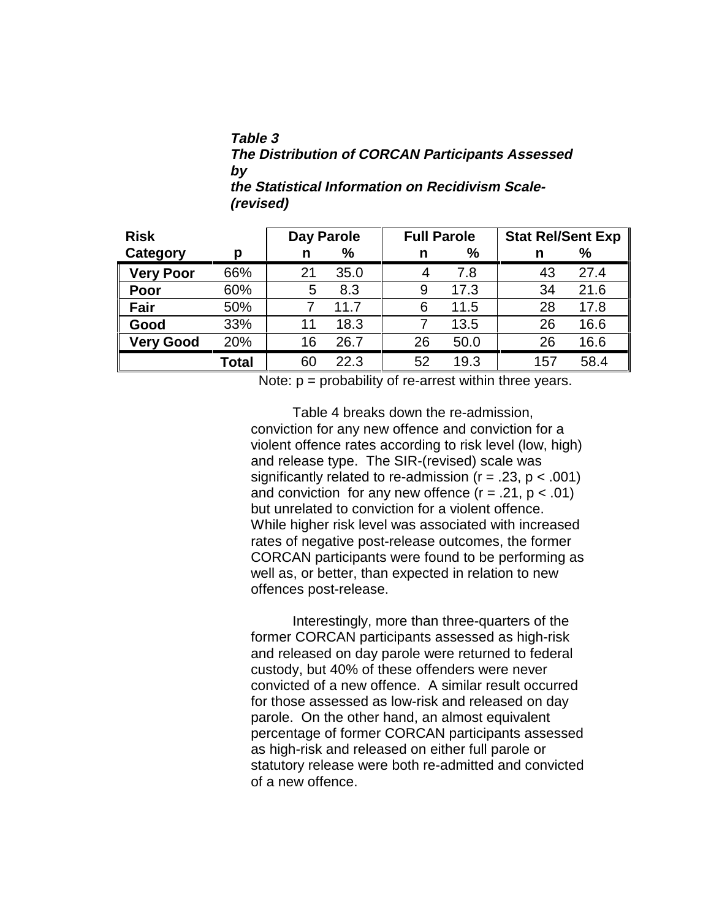***Table 3***
***The Distribution of CORCAN Participants Assessed by the Statistical Information on Recidivism Scale-(revised)***

| Risk Category | p | Day Parole n | Day Parole % | Full Parole n | Full Parole % | Stat Rel/Sent Exp n | Stat Rel/Sent Exp % |
|---|---|---|---|---|---|---|---|
| **Very Poor** | 66% | 21 | 35.0 | 4 | 7.8 | 43 | 27.4 |
| **Poor** | 60% | 5 | 8.3 | 9 | 17.3 | 34 | 21.6 |
| **Fair** | 50% | 7 | 11.7 | 6 | 11.5 | 28 | 17.8 |
| **Good** | 33% | 11 | 18.3 | 7 | 13.5 | 26 | 16.6 |
| **Very Good** | 20% | 16 | 26.7 | 26 | 50.0 | 26 | 16.6 |
| | **Total** | 60 | 22.3 | 52 | 19.3 | 157 | 58.4 |

Note: p = probability of re-arrest within three years.

Table 4 breaks down the re-admission, conviction for any new offence and conviction for a violent offence rates according to risk level (low, high) and release type. The SIR-(revised) scale was significantly related to re-admission ($r = .23$, $p < .001$) and conviction for any new offence ($r = .21$, $p < .01$) but unrelated to conviction for a violent offence. While higher risk level was associated with increased rates of negative post-release outcomes, the former CORCAN participants were found to be performing as well as, or better, than expected in relation to new offences post-release.

Interestingly, more than three-quarters of the former CORCAN participants assessed as high-risk and released on day parole were returned to federal custody, but 40% of these offenders were never convicted of a new offence. A similar result occurred for those assessed as low-risk and released on day parole. On the other hand, an almost equivalent percentage of former CORCAN participants assessed as high-risk and released on either full parole or statutory release were both re-admitted and convicted of a new offence.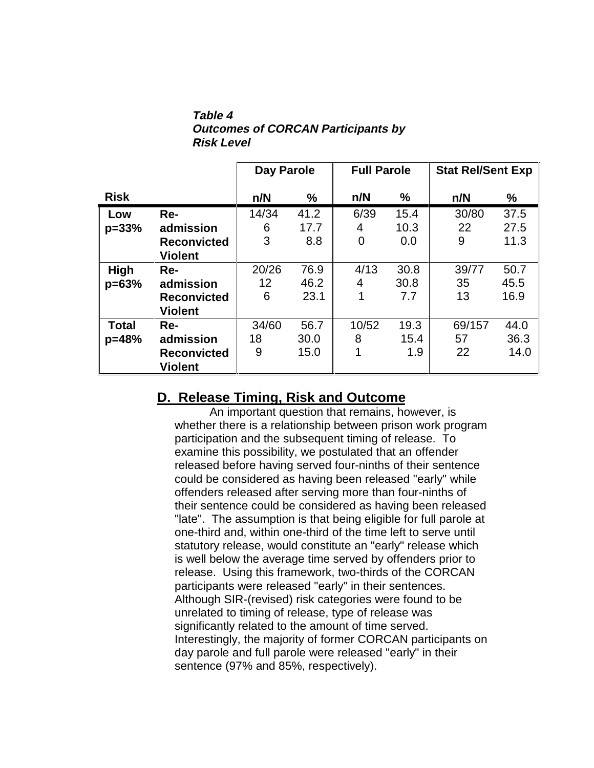***Table 4***
***Outcomes of CORCAN Participants by Risk Level***

| **Risk** | | **Day Parole** | | **Full Parole** | | **Stat Rel/Sent Exp** | |
|---|---|---|---|---|---|---|---|
| | | **n/N** | **%** | **n/N** | **%** | **n/N** | **%** |
| **Low p=33%** | **Re-admission** | 14/34 | 41.2 | 6/39 | 15.4 | 30/80 | 37.5 |
| | **Reconvicted** | 6 | 17.7 | 4 | 10.3 | 22 | 27.5 |
| | **Violent** | 3 | 8.8 | 0 | 0.0 | 9 | 11.3 |
| **High p=63%** | **Re-admission** | 20/26 | 76.9 | 4/13 | 30.8 | 39/77 | 50.7 |
| | **Reconvicted** | 12 | 46.2 | 4 | 30.8 | 35 | 45.5 |
| | **Violent** | 6 | 23.1 | 1 | 7.7 | 13 | 16.9 |
| **Total p=48%** | **Re-admission** | 34/60 | 56.7 | 10/52 | 19.3 | 69/157 | 44.0 |
| | **Reconvicted** | 18 | 30.0 | 8 | 15.4 | 57 | 36.3 |
| | **Violent** | 9 | 15.0 | 1 | 1.9 | 22 | 14.0 |

## D. Release Timing, Risk and Outcome

An important question that remains, however, is whether there is a relationship between prison work program participation and the subsequent timing of release. To examine this possibility, we postulated that an offender released before having served four-ninths of their sentence could be considered as having been released "early" while offenders released after serving more than four-ninths of their sentence could be considered as having been released "late". The assumption is that being eligible for full parole at one-third and, within one-third of the time left to serve until statutory release, would constitute an "early" release which is well below the average time served by offenders prior to release. Using this framework, two-thirds of the CORCAN participants were released "early" in their sentences. Although SIR-(revised) risk categories were found to be unrelated to timing of release, type of release was significantly related to the amount of time served. Interestingly, the majority of former CORCAN participants on day parole and full parole were released "early" in their sentence (97% and 85%, respectively).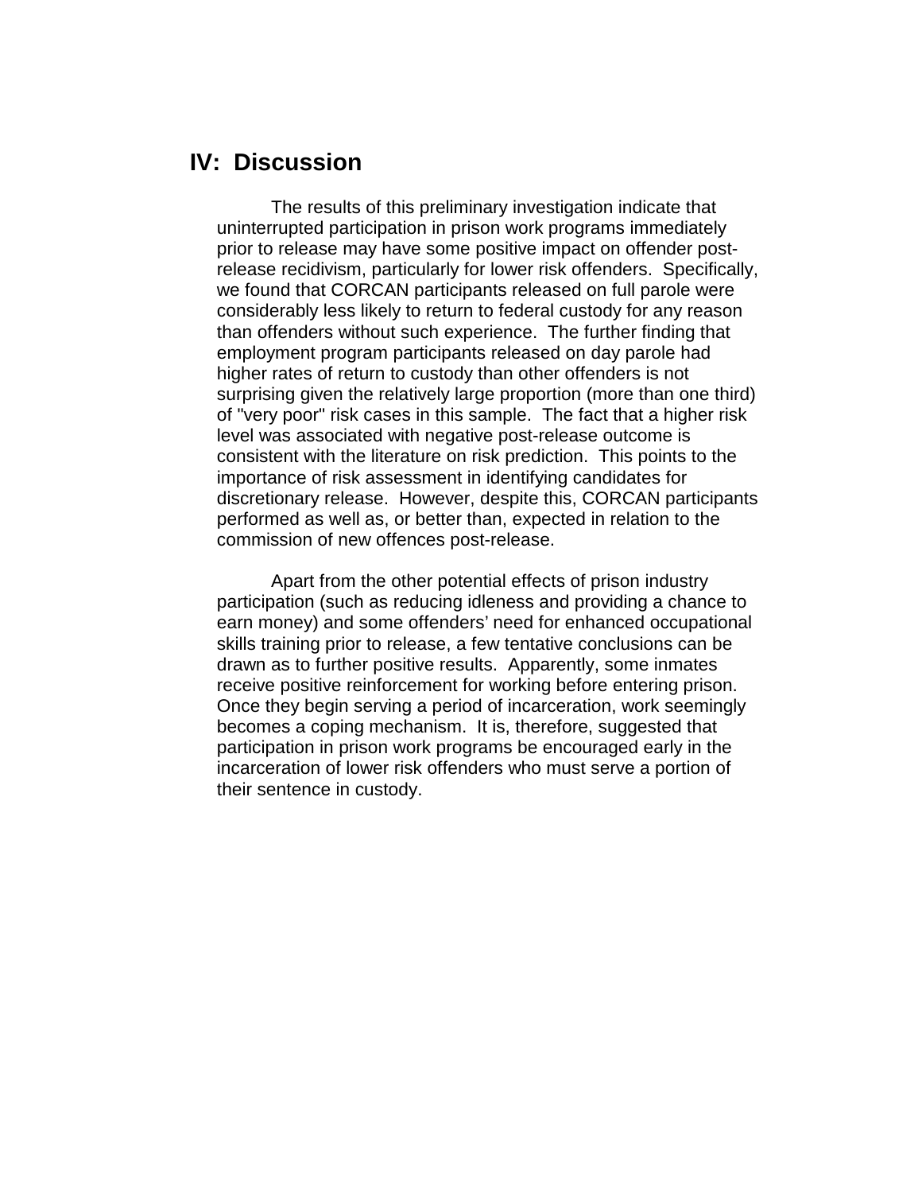## IV: Discussion

The results of this preliminary investigation indicate that uninterrupted participation in prison work programs immediately prior to release may have some positive impact on offender post-release recidivism, particularly for lower risk offenders. Specifically, we found that CORCAN participants released on full parole were considerably less likely to return to federal custody for any reason than offenders without such experience. The further finding that employment program participants released on day parole had higher rates of return to custody than other offenders is not surprising given the relatively large proportion (more than one third) of "very poor" risk cases in this sample. The fact that a higher risk level was associated with negative post-release outcome is consistent with the literature on risk prediction. This points to the importance of risk assessment in identifying candidates for discretionary release. However, despite this, CORCAN participants performed as well as, or better than, expected in relation to the commission of new offences post-release.

Apart from the other potential effects of prison industry participation (such as reducing idleness and providing a chance to earn money) and some offenders' need for enhanced occupational skills training prior to release, a few tentative conclusions can be drawn as to further positive results. Apparently, some inmates receive positive reinforcement for working before entering prison. Once they begin serving a period of incarceration, work seemingly becomes a coping mechanism. It is, therefore, suggested that participation in prison work programs be encouraged early in the incarceration of lower risk offenders who must serve a portion of their sentence in custody.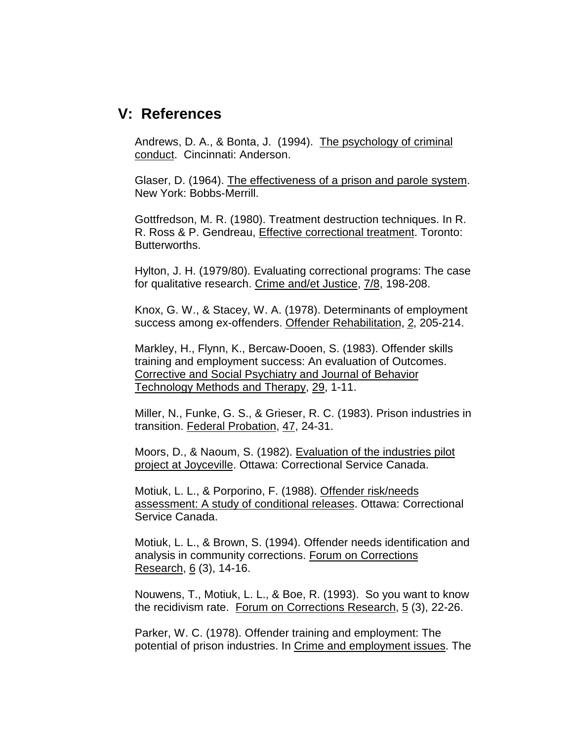## V: References

Andrews, D. A., & Bonta, J. (1994). The psychology of criminal conduct. Cincinnati: Anderson.

Glaser, D. (1964). The effectiveness of a prison and parole system. New York: Bobbs-Merrill.

Gottfredson, M. R. (1980). Treatment destruction techniques. In R. R. Ross & P. Gendreau, Effective correctional treatment. Toronto: Butterworths.

Hylton, J. H. (1979/80). Evaluating correctional programs: The case for qualitative research. Crime and/et Justice, 7/8, 198-208.

Knox, G. W., & Stacey, W. A. (1978). Determinants of employment success among ex-offenders. Offender Rehabilitation, 2, 205-214.

Markley, H., Flynn, K., Bercaw-Dooen, S. (1983). Offender skills training and employment success: An evaluation of Outcomes. Corrective and Social Psychiatry and Journal of Behavior Technology Methods and Therapy, 29, 1-11.

Miller, N., Funke, G. S., & Grieser, R. C. (1983). Prison industries in transition. Federal Probation, 47, 24-31.

Moors, D., & Naoum, S. (1982). Evaluation of the industries pilot project at Joyceville. Ottawa: Correctional Service Canada.

Motiuk, L. L., & Porporino, F. (1988). Offender risk/needs assessment: A study of conditional releases. Ottawa: Correctional Service Canada.

Motiuk, L. L., & Brown, S. (1994). Offender needs identification and analysis in community corrections. Forum on Corrections Research, 6 (3), 14-16.

Nouwens, T., Motiuk, L. L., & Boe, R. (1993). So you want to know the recidivism rate. Forum on Corrections Research, 5 (3), 22-26.

Parker, W. C. (1978). Offender training and employment: The potential of prison industries. In Crime and employment issues. The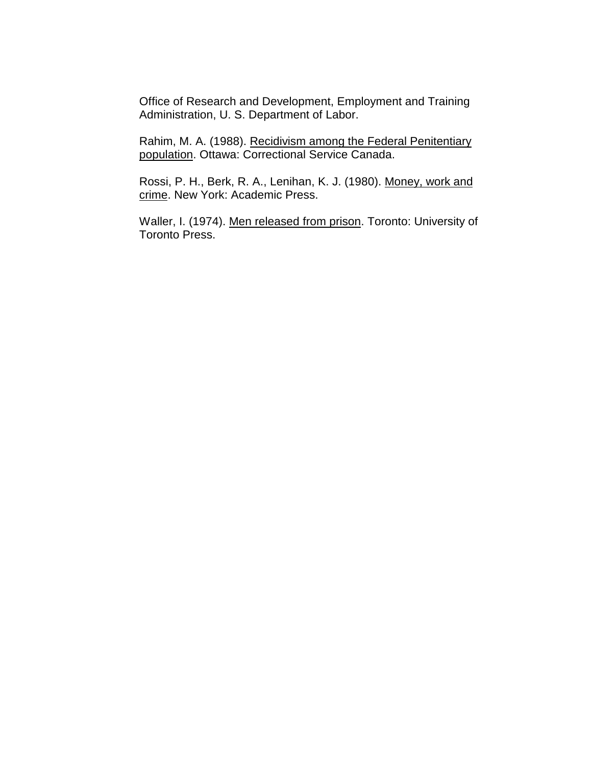Office of Research and Development, Employment and Training Administration, U. S. Department of Labor.

Rahim, M. A. (1988). Recidivism among the Federal Penitentiary population. Ottawa: Correctional Service Canada.

Rossi, P. H., Berk, R. A., Lenihan, K. J. (1980). Money, work and crime. New York: Academic Press.

Waller, I. (1974). Men released from prison. Toronto: University of Toronto Press.